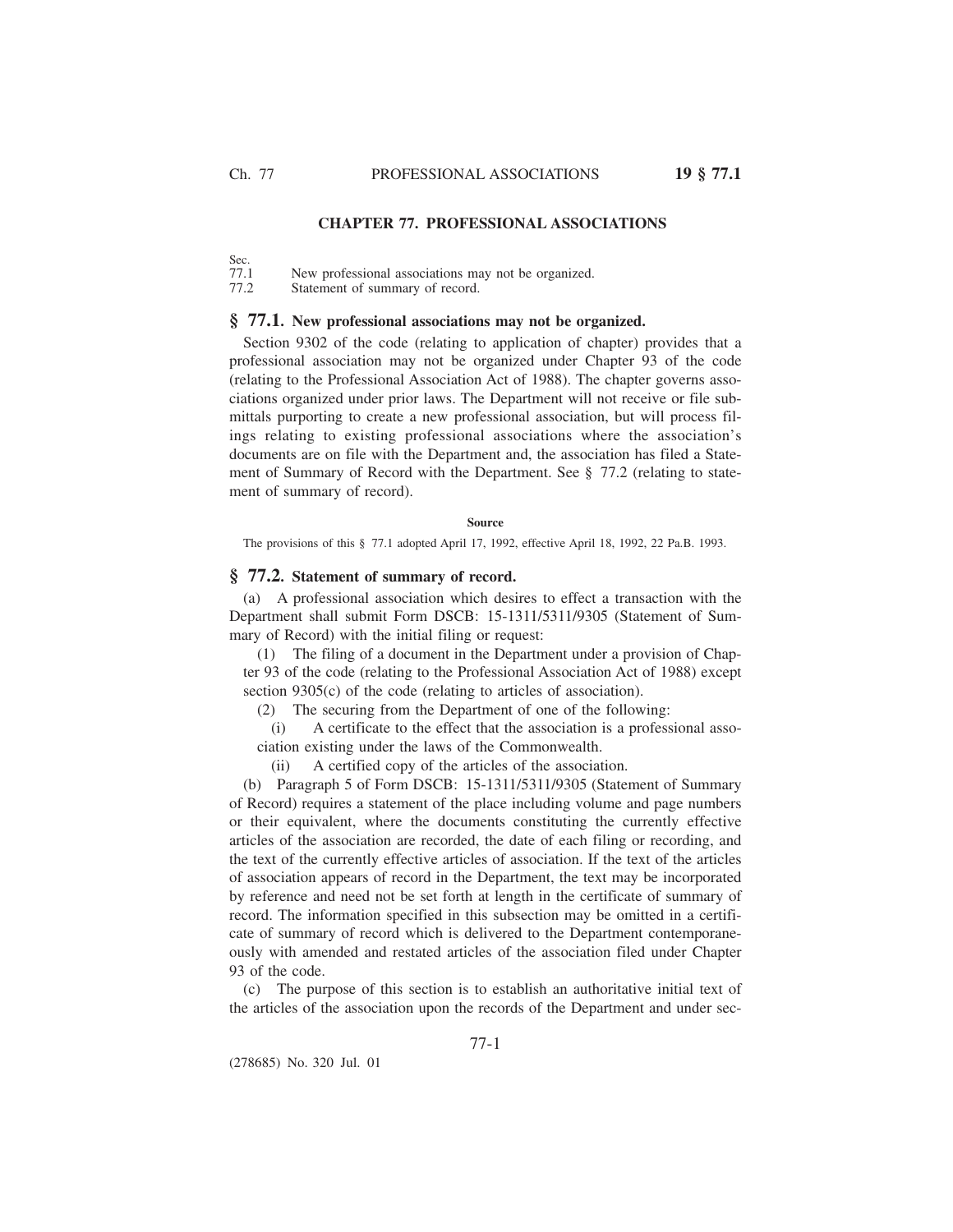# CHAPTER 77. PROFESSIONAL ASSOCIATIONS

Sec.
77.1 New professional associations may not be organized.
77.2 Statement of summary of record.

## § 77.1. New professional associations may not be organized.

Section 9302 of the code (relating to application of chapter) provides that a professional association may not be organized under Chapter 93 of the code (relating to the Professional Association Act of 1988). The chapter governs associations organized under prior laws. The Department will not receive or file submittals purporting to create a new professional association, but will process filings relating to existing professional associations where the association's documents are on file with the Department and, the association has filed a Statement of Summary of Record with the Department. See § 77.2 (relating to statement of summary of record).

**Source**

The provisions of this § 77.1 adopted April 17, 1992, effective April 18, 1992, 22 Pa.B. 1993.

## § 77.2. Statement of summary of record.

(a) A professional association which desires to effect a transaction with the Department shall submit Form DSCB: 15-1311/5311/9305 (Statement of Summary of Record) with the initial filing or request:

(1) The filing of a document in the Department under a provision of Chapter 93 of the code (relating to the Professional Association Act of 1988) except section 9305(c) of the code (relating to articles of association).

(2) The securing from the Department of one of the following:

(i) A certificate to the effect that the association is a professional association existing under the laws of the Commonwealth.

(ii) A certified copy of the articles of the association.

(b) Paragraph 5 of Form DSCB: 15-1311/5311/9305 (Statement of Summary of Record) requires a statement of the place including volume and page numbers or their equivalent, where the documents constituting the currently effective articles of the association are recorded, the date of each filing or recording, and the text of the currently effective articles of association. If the text of the articles of association appears of record in the Department, the text may be incorporated by reference and need not be set forth at length in the certificate of summary of record. The information specified in this subsection may be omitted in a certificate of summary of record which is delivered to the Department contemporaneously with amended and restated articles of the association filed under Chapter 93 of the code.

(c) The purpose of this section is to establish an authoritative initial text of the articles of the association upon the records of the Department and under sec-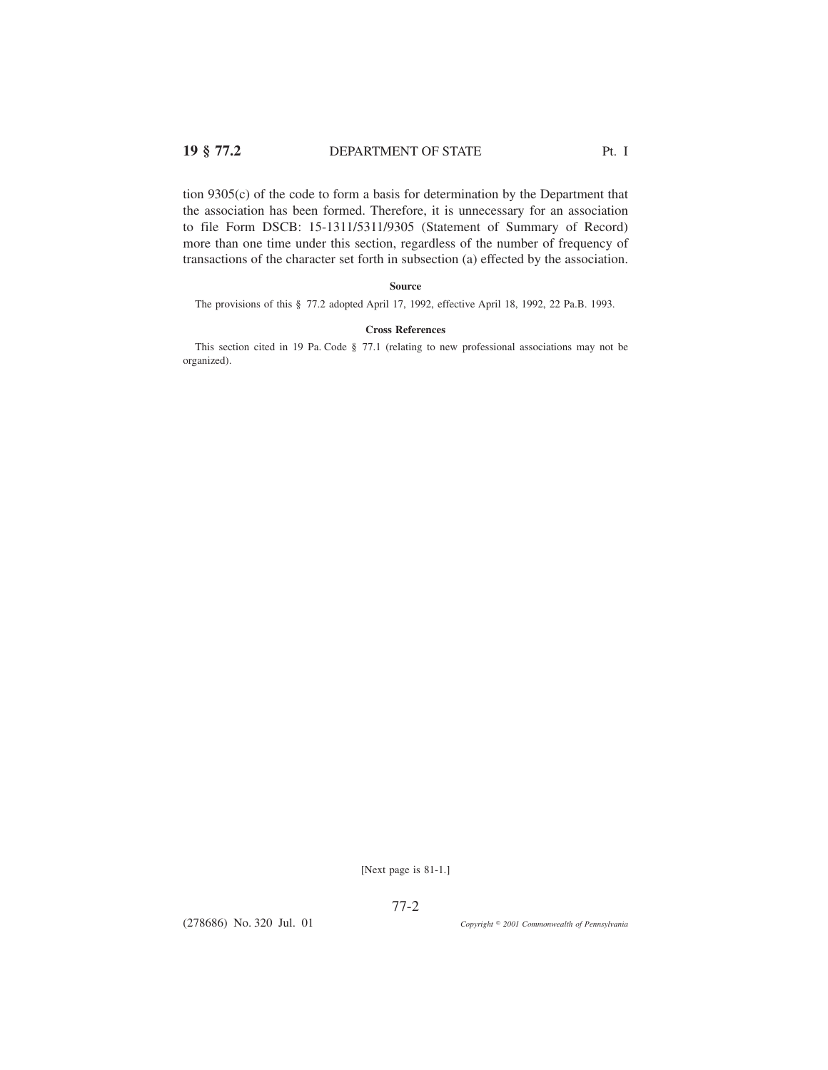tion 9305(c) of the code to form a basis for determination by the Department that the association has been formed. Therefore, it is unnecessary for an association to file Form DSCB: 15-1311/5311/9305 (Statement of Summary of Record) more than one time under this section, regardless of the number of frequency of transactions of the character set forth in subsection (a) effected by the association.

**Source**

The provisions of this § 77.2 adopted April 17, 1992, effective April 18, 1992, 22 Pa.B. 1993.

**Cross References**

This section cited in 19 Pa. Code § 77.1 (relating to new professional associations may not be organized).

[Next page is 81-1.]